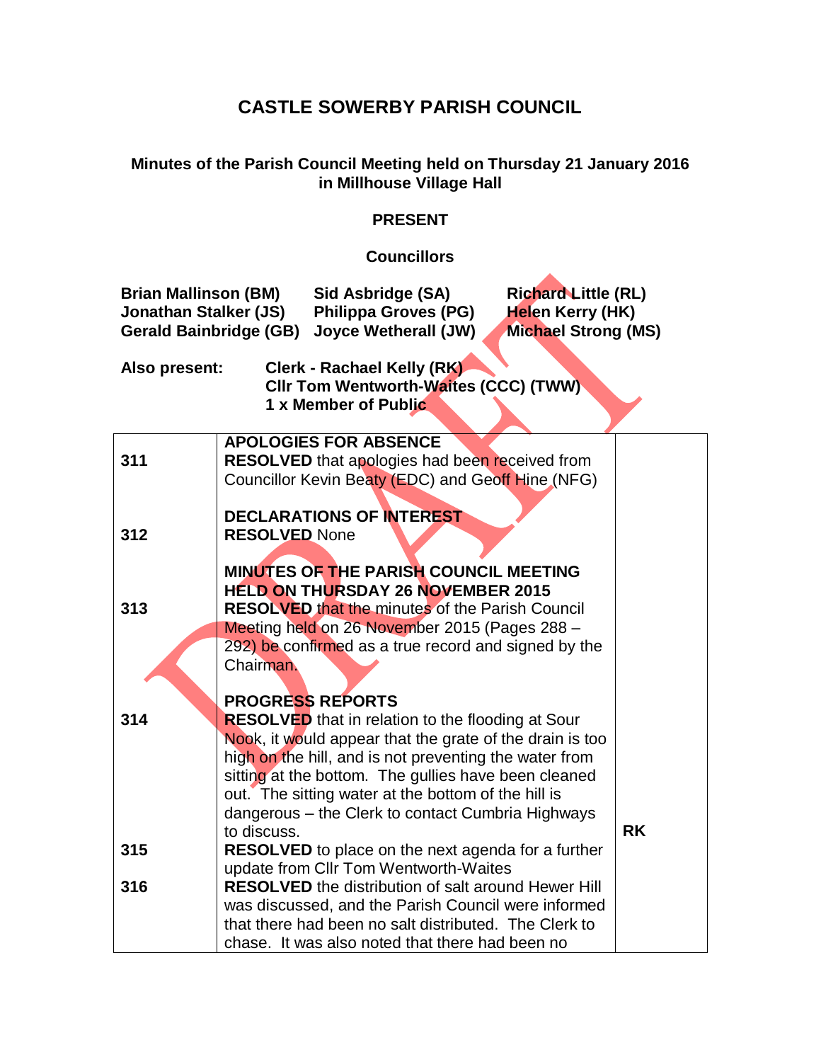# CASTLE SOWERBY PARISH COUNCIL

## Minutes of the Parish Council Meeting held on Thursday 21 January 2016 in Millhouse Village Hall

### PRESENT

#### Councillors

| | | |
|---|---|---|
| **Brian Mallinson (BM)** | **Sid Asbridge (SA)** | **Richard Little (RL)** |
| **Jonathan Stalker (JS)** | **Philippa Groves (PG)** | **Helen Kerry (HK)** |
| **Gerald Bainbridge (GB)** | **Joyce Wetherall (JW)** | **Michael Strong (MS)** |

**Also present:** **Clerk - Rachael Kelly (RK)**
**Cllr Tom Wentworth-Waites (CCC) (TWW)**
**1 x Member of Public**

| | | |
|---|---|---|
| | **APOLOGIES FOR ABSENCE** | |
| 311 | **RESOLVED** that apologies had been received from Councillor Kevin Beaty (EDC) and Geoff Hine (NFG) | |
| | **DECLARATIONS OF INTEREST** | |
| 312 | **RESOLVED** None | |
| | **MINUTES OF THE PARISH COUNCIL MEETING HELD ON THURSDAY 26 NOVEMBER 2015** | |
| 313 | **RESOLVED** that the minutes of the Parish Council Meeting held on 26 November 2015 (Pages 288 – 292) be confirmed as a true record and signed by the Chairman. | |
| | **PROGRESS REPORTS** | |
| 314 | **RESOLVED** that in relation to the flooding at Sour Nook, it would appear that the grate of the drain is too high on the hill, and is not preventing the water from sitting at the bottom. The gullies have been cleaned out. The sitting water at the bottom of the hill is dangerous – the Clerk to contact Cumbria Highways to discuss. | **RK** |
| 315 | **RESOLVED** to place on the next agenda for a further update from Cllr Tom Wentworth-Waites | |
| 316 | **RESOLVED** the distribution of salt around Hewer Hill was discussed, and the Parish Council were informed that there had been no salt distributed. The Clerk to chase. It was also noted that there had been no | |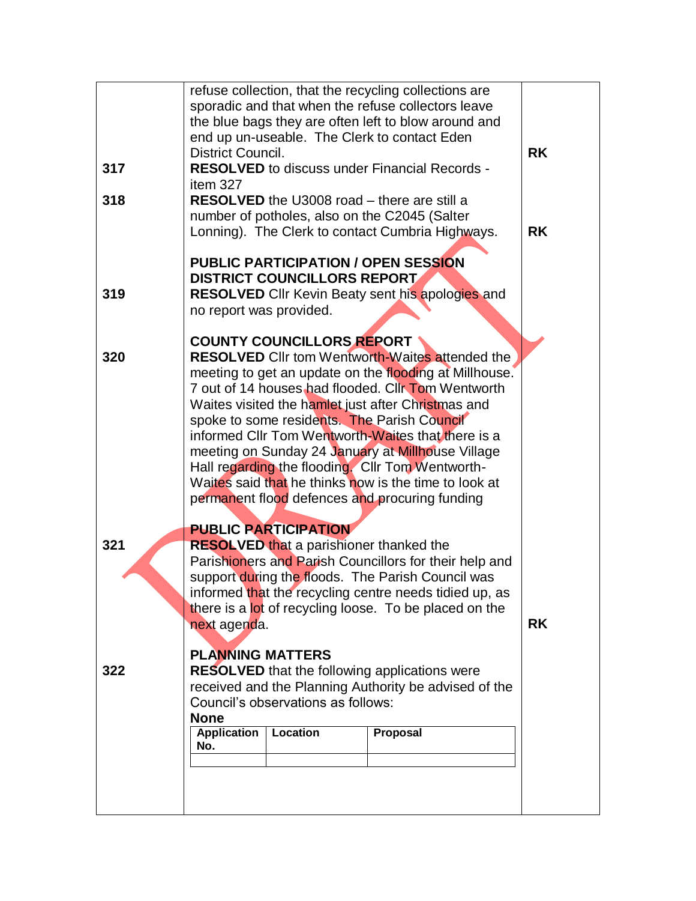| | | |
|---|---|---|
| | refuse collection, that the recycling collections are sporadic and that when the refuse collectors leave the blue bags they are often left to blow around and end up un-useable. The Clerk to contact Eden District Council. | **RK** |
| **317** | **RESOLVED** to discuss under Financial Records - item 327 | |
| **318** | **RESOLVED** the U3008 road – there are still a number of potholes, also on the C2045 (Salter Lonning). The Clerk to contact Cumbria Highways. | **RK** |
| | **PUBLIC PARTICIPATION / OPEN SESSION**<br>**DISTRICT COUNCILLORS REPORT** | |
| **319** | **RESOLVED** Cllr Kevin Beaty sent his apologies and no report was provided. | |
| | **COUNTY COUNCILLORS REPORT** | |
| **320** | **RESOLVED** Cllr tom Wentworth-Waites attended the meeting to get an update on the flooding at Millhouse. 7 out of 14 houses had flooded. Cllr Tom Wentworth Waites visited the hamlet just after Christmas and spoke to some residents. The Parish Council informed Cllr Tom Wentworth-Waites that there is a meeting on Sunday 24 January at Millhouse Village Hall regarding the flooding. Cllr Tom Wentworth-Waites said that he thinks now is the time to look at permanent flood defences and procuring funding | |
| | **PUBLIC PARTICIPATION** | |
| **321** | **RESOLVED** that a parishioner thanked the Parishioners and Parish Councillors for their help and support during the floods. The Parish Council was informed that the recycling centre needs tidied up, as there is a lot of recycling loose. To be placed on the next agenda. | **RK** |
| | **PLANNING MATTERS** | |
| **322** | **RESOLVED** that the following applications were received and the Planning Authority be advised of the Council's observations as follows:<br>**None** | |

| Application No. | Location | Proposal |
|---|---|---|
| | | |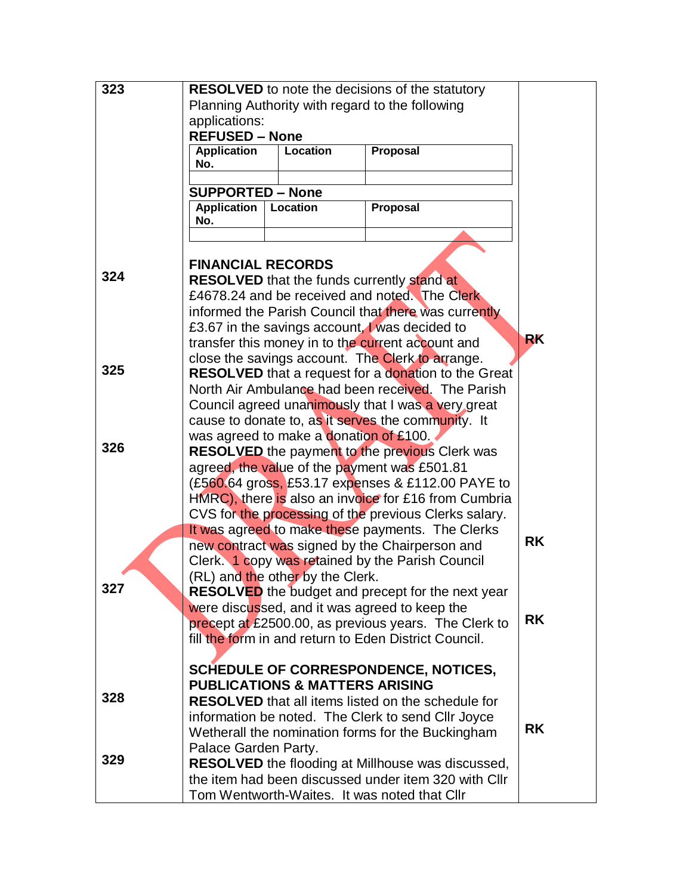| | | |
|---|---|---|
| 323 | **RESOLVED** to note the decisions of the statutory Planning Authority with regard to the following applications:<br>**REFUSED – None**<br>Application No. \| Location \| Proposal<br>**SUPPORTED – None**<br>Application No. \| Location \| Proposal | |
| | **FINANCIAL RECORDS** | |
| 324 | **RESOLVED** that the funds currently stand at £4678.24 and be received and noted. The Clerk informed the Parish Council that there was currently £3.67 in the savings account, I was decided to transfer this money in to the current account and close the savings account. The Clerk to arrange. | **RK** |
| 325 | **RESOLVED** that a request for a donation to the Great North Air Ambulance had been received. The Parish Council agreed unanimously that I was a very great cause to donate to, as it serves the community. It was agreed to make a donation of £100. | |
| 326 | **RESOLVED** the payment to the previous Clerk was agreed, the value of the payment was £501.81 (£560.64 gross, £53.17 expenses & £112.00 PAYE to HMRC), there is also an invoice for £16 from Cumbria CVS for the processing of the previous Clerks salary. It was agreed to make these payments. The Clerks new contract was signed by the Chairperson and Clerk. 1 copy was retained by the Parish Council (RL) and the other by the Clerk. | **RK** |
| 327 | **RESOLVED** the budget and precept for the next year were discussed, and it was agreed to keep the precept at £2500.00, as previous years. The Clerk to fill the form in and return to Eden District Council. | **RK** |
| | **SCHEDULE OF CORRESPONDENCE, NOTICES, PUBLICATIONS & MATTERS ARISING** | |
| 328 | **RESOLVED** that all items listed on the schedule for information be noted. The Clerk to send Cllr Joyce Wetherall the nomination forms for the Buckingham Palace Garden Party. | **RK** |
| 329 | **RESOLVED** the flooding at Millhouse was discussed, the item had been discussed under item 320 with Cllr Tom Wentworth-Waites. It was noted that Cllr | |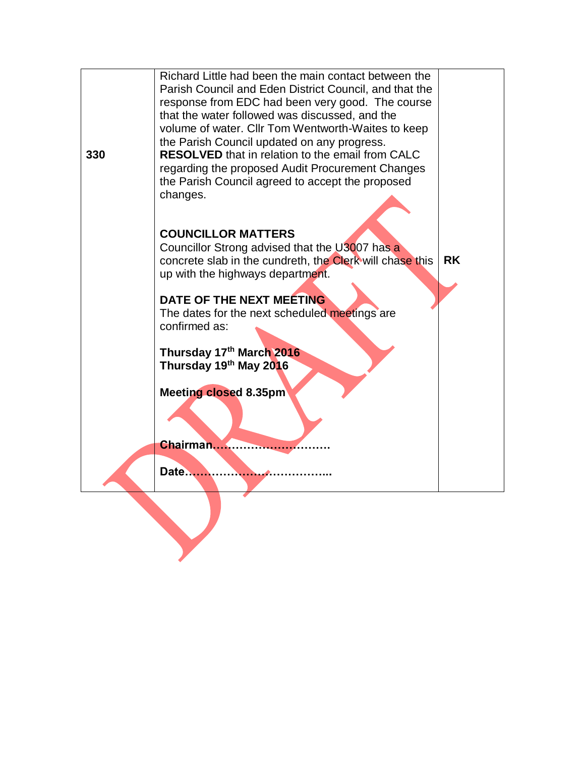| | | |
|---|---|---|
| | Richard Little had been the main contact between the Parish Council and Eden District Council, and that the response from EDC had been very good. The course that the water followed was discussed, and the volume of water. Cllr Tom Wentworth-Waites to keep the Parish Council updated on any progress. | |
| 330 | **RESOLVED** that in relation to the email from CALC regarding the proposed Audit Procurement Changes the Parish Council agreed to accept the proposed changes. | |
| | **COUNCILLOR MATTERS**<br>Councillor Strong advised that the U3007 has a concrete slab in the cundreth, the Clerk will chase this up with the highways department. | **RK** |
| | **DATE OF THE NEXT MEETING**<br>The dates for the next scheduled meetings are confirmed as:<br><br>**Thursday 17th March 2016**<br>**Thursday 19th May 2016**<br><br>**Meeting closed 8.35pm**<br><br>**Chairman…………………………….**<br><br>**Date………………………………...** | |

DRAFT